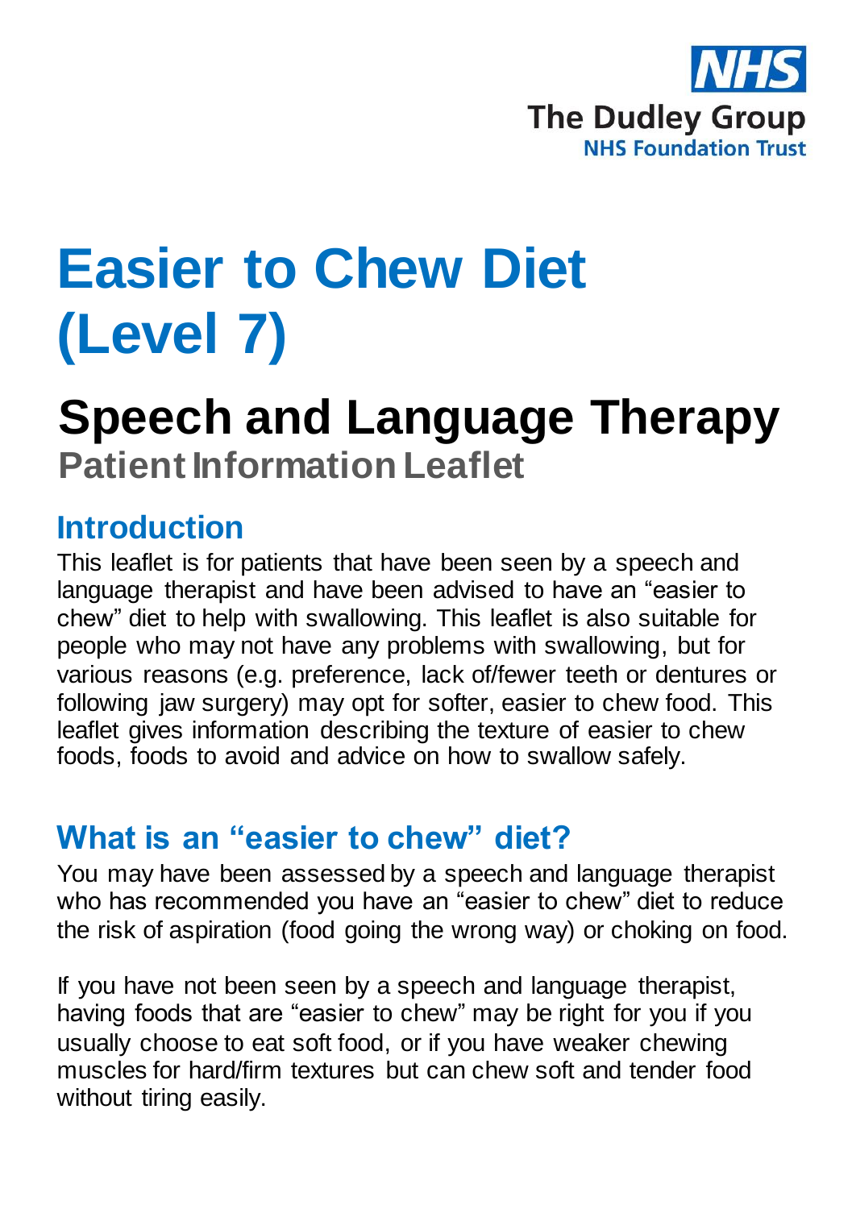NHS
The Dudley Group
NHS Foundation Trust

# Easier to Chew Diet (Level 7)

## Speech and Language Therapy

**Patient Information Leaflet**

### Introduction

This leaflet is for patients that have been seen by a speech and language therapist and have been advised to have an “easier to chew” diet to help with swallowing. This leaflet is also suitable for people who may not have any problems with swallowing, but for various reasons (e.g. preference, lack of/fewer teeth or dentures or following jaw surgery) may opt for softer, easier to chew food. This leaflet gives information describing the texture of easier to chew foods, foods to avoid and advice on how to swallow safely.

### What is an “easier to chew” diet?

You may have been assessed by a speech and language therapist who has recommended you have an “easier to chew” diet to reduce the risk of aspiration (food going the wrong way) or choking on food.

If you have not been seen by a speech and language therapist, having foods that are “easier to chew” may be right for you if you usually choose to eat soft food, or if you have weaker chewing muscles for hard/firm textures but can chew soft and tender food without tiring easily.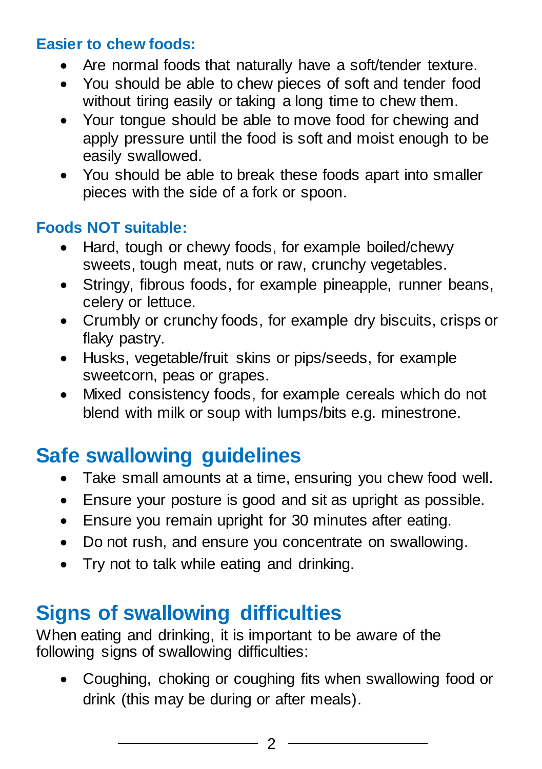### Easier to chew foods:

- Are normal foods that naturally have a soft/tender texture.
- You should be able to chew pieces of soft and tender food without tiring easily or taking a long time to chew them.
- Your tongue should be able to move food for chewing and apply pressure until the food is soft and moist enough to be easily swallowed.
- You should be able to break these foods apart into smaller pieces with the side of a fork or spoon.

### Foods NOT suitable:

- Hard, tough or chewy foods, for example boiled/chewy sweets, tough meat, nuts or raw, crunchy vegetables.
- Stringy, fibrous foods, for example pineapple, runner beans, celery or lettuce.
- Crumbly or crunchy foods, for example dry biscuits, crisps or flaky pastry.
- Husks, vegetable/fruit skins or pips/seeds, for example sweetcorn, peas or grapes.
- Mixed consistency foods, for example cereals which do not blend with milk or soup with lumps/bits e.g. minestrone.

## Safe swallowing guidelines

- Take small amounts at a time, ensuring you chew food well.
- Ensure your posture is good and sit as upright as possible.
- Ensure you remain upright for 30 minutes after eating.
- Do not rush, and ensure you concentrate on swallowing.
- Try not to talk while eating and drinking.

## Signs of swallowing difficulties

When eating and drinking, it is important to be aware of the following signs of swallowing difficulties:

- Coughing, choking or coughing fits when swallowing food or drink (this may be during or after meals).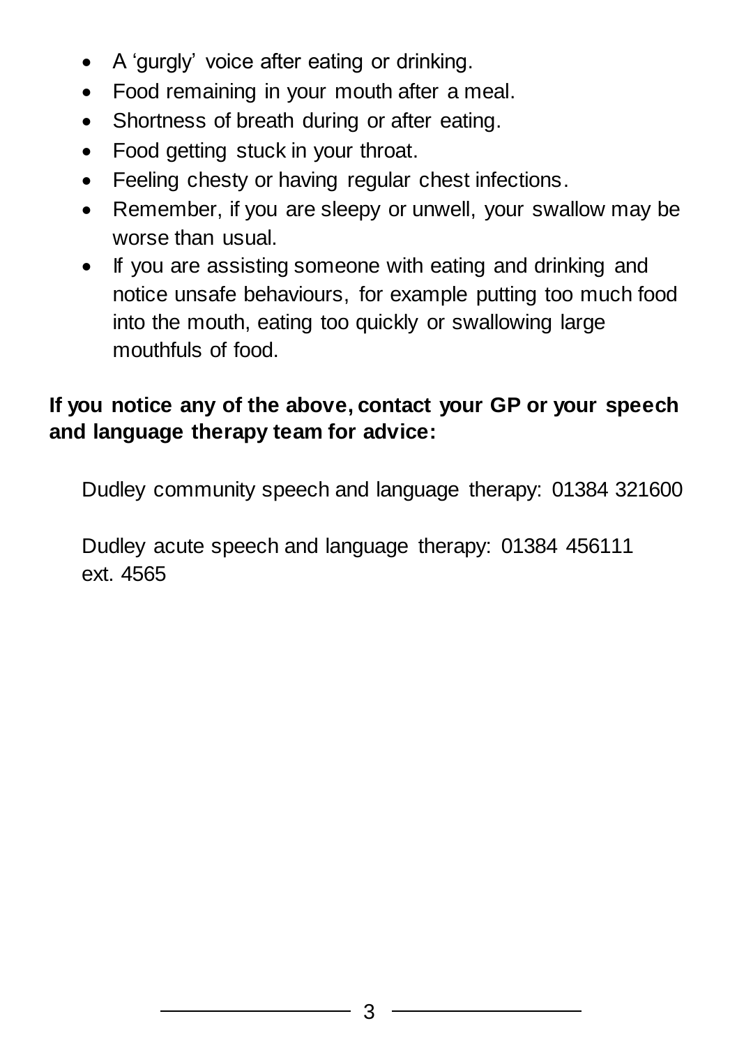- A 'gurgly' voice after eating or drinking.
- Food remaining in your mouth after a meal.
- Shortness of breath during or after eating.
- Food getting stuck in your throat.
- Feeling chesty or having regular chest infections.
- Remember, if you are sleepy or unwell, your swallow may be worse than usual.
- If you are assisting someone with eating and drinking and notice unsafe behaviours, for example putting too much food into the mouth, eating too quickly or swallowing large mouthfuls of food.

**If you notice any of the above, contact your GP or your speech and language therapy team for advice:**

Dudley community speech and language therapy: 01384 321600

Dudley acute speech and language therapy: 01384 456111 ext. 4565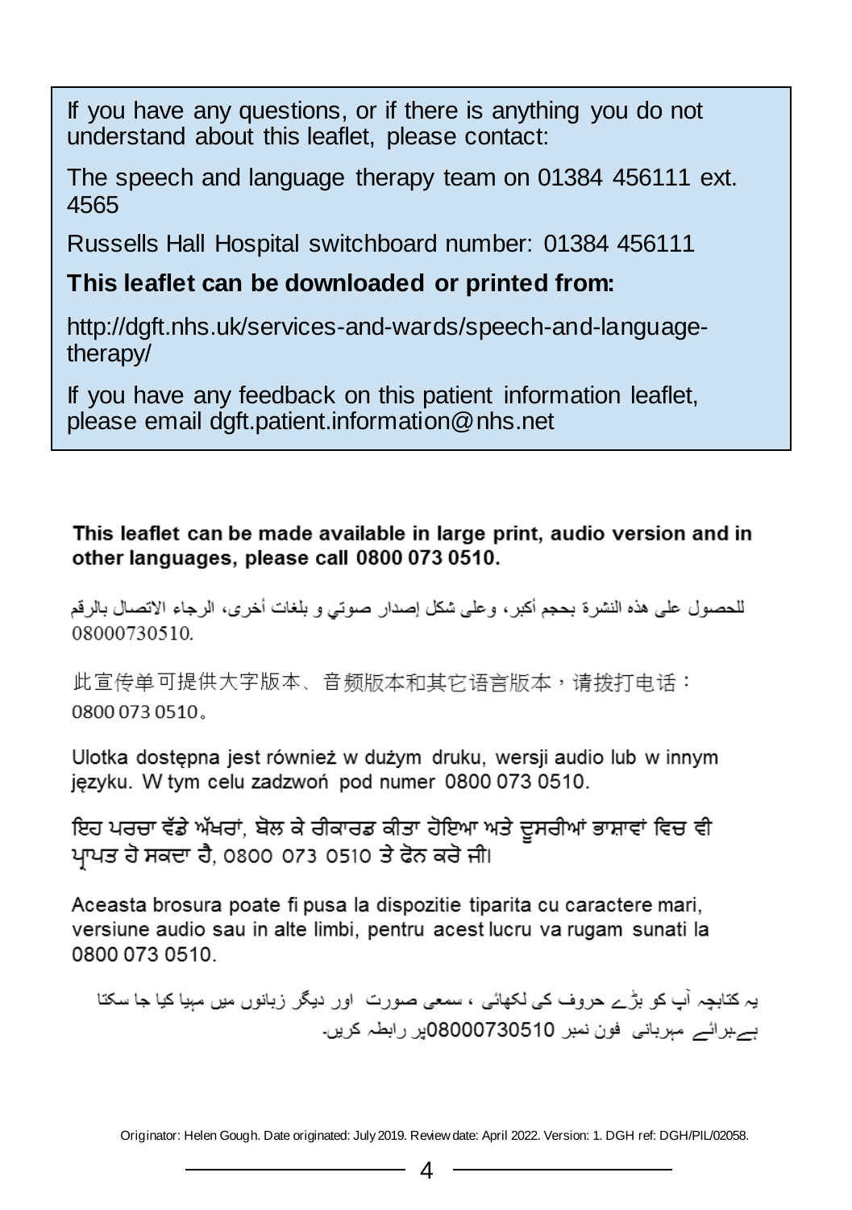If you have any questions, or if there is anything you do not understand about this leaflet, please contact:

The speech and language therapy team on 01384 456111 ext. 4565

Russells Hall Hospital switchboard number: 01384 456111

**This leaflet can be downloaded or printed from:**

http://dgft.nhs.uk/services-and-wards/speech-and-language-therapy/

If you have any feedback on this patient information leaflet, please email dgft.patient.information@nhs.net

**This leaflet can be made available in large print, audio version and in other languages, please call 0800 073 0510.**

للحصول على هذه النشرة بحجم أكبر، وعلى شكل إصدار صوتي و بلغات أخرى، الرجاء الاتصال بالرقم 08000730510.

此宣传单可提供大字版本、音频版本和其它语言版本，请拨打电话：0800 073 0510。

Ulotka dostępna jest również w dużym druku, wersji audio lub w innym języku. W tym celu zadzwoń pod numer 0800 073 0510.

ਇਹ ਪਰਚਾ ਵੱਡੇ ਅੱਖਰਾਂ, ਬੋਲ ਕੇ ਰੀਕਾਰਡ ਕੀਤਾ ਹੋਇਆ ਅਤੇ ਦੂਸਰੀਆਂ ਭਾਸ਼ਾਵਾਂ ਵਿਚ ਵੀ ਪ੍ਰਾਪਤ ਹੋ ਸਕਦਾ ਹੈ, 0800 073 0510 ਤੇ ਫੋਨ ਕਰੋ ਜੀ।

Aceasta brosura poate fi pusa la dispozitie tiparita cu caractere mari, versiune audio sau in alte limbi, pentru acest lucru va rugam sunati la 0800 073 0510.

یہ کتابچہ آپ کو بڑے حروف کی لکھائی ، سمعی صورت اور دیگر زبانوں میں مہیا کیا جا سکتا ہے۔برائے مہربانی فون نمبر 08000730510پر رابطہ کریں۔

Originator: Helen Gough. Date originated: July 2019. Review date: April 2022. Version: 1. DGH ref: DGH/PIL/02058.